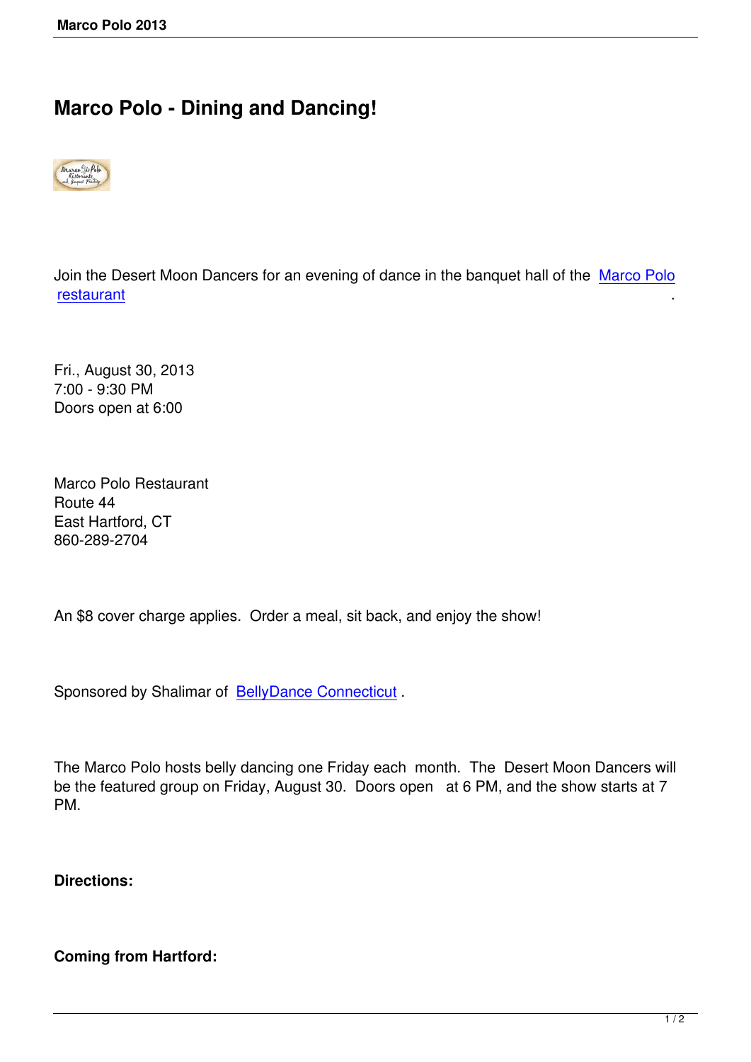# Marco Polo - Dining and Dancing!

Join the Desert Moon Dancers for an evening of dance in the banquet hall of the Marco Polo restaurant .

Fri., August 30, 2013
7:00 - 9:30 PM
Doors open at 6:00

Marco Polo Restaurant
Route 44
East Hartford, CT
860-289-2704

An $8 cover charge applies. Order a meal, sit back, and enjoy the show!

Sponsored by Shalimar of BellyDance Connecticut .

The Marco Polo hosts belly dancing one Friday each month. The Desert Moon Dancers will be the featured group on Friday, August 30. Doors open at 6 PM, and the show starts at 7 PM.

**Directions:**

**Coming from Hartford:**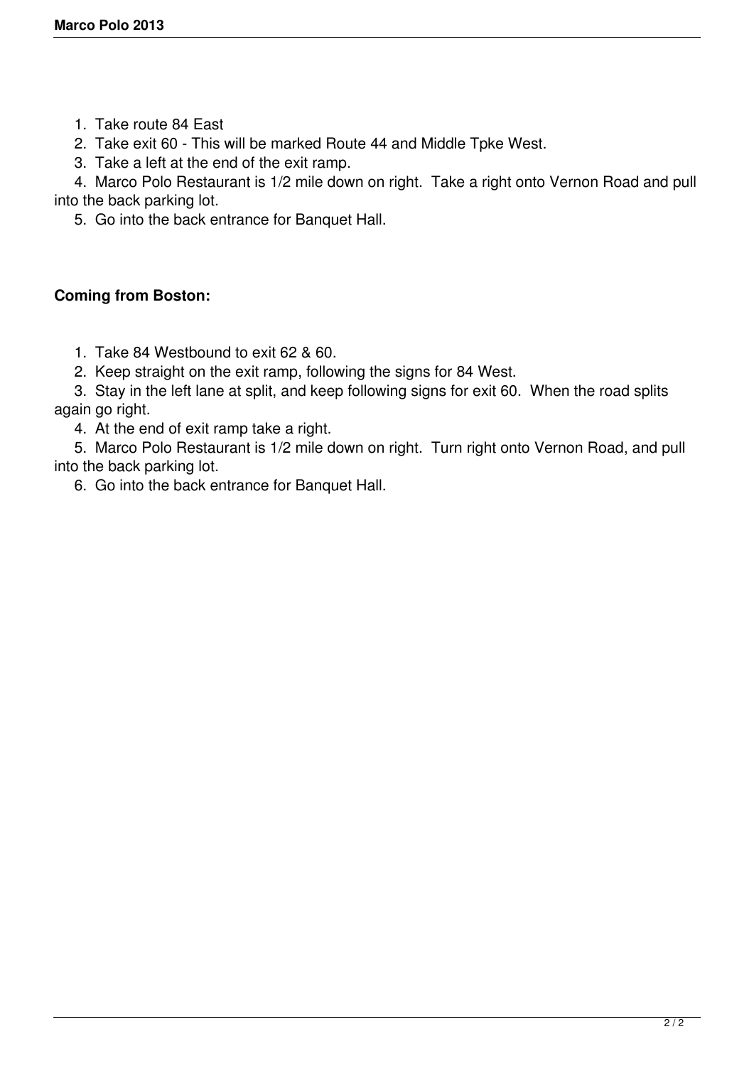1. Take route 84 East
2. Take exit 60 - This will be marked Route 44 and Middle Tpke West.
3. Take a left at the end of the exit ramp.
4. Marco Polo Restaurant is 1/2 mile down on right. Take a right onto Vernon Road and pull into the back parking lot.
5. Go into the back entrance for Banquet Hall.

**Coming from Boston:**

1. Take 84 Westbound to exit 62 & 60.
2. Keep straight on the exit ramp, following the signs for 84 West.
3. Stay in the left lane at split, and keep following signs for exit 60. When the road splits again go right.
4. At the end of exit ramp take a right.
5. Marco Polo Restaurant is 1/2 mile down on right. Turn right onto Vernon Road, and pull into the back parking lot.
6. Go into the back entrance for Banquet Hall.